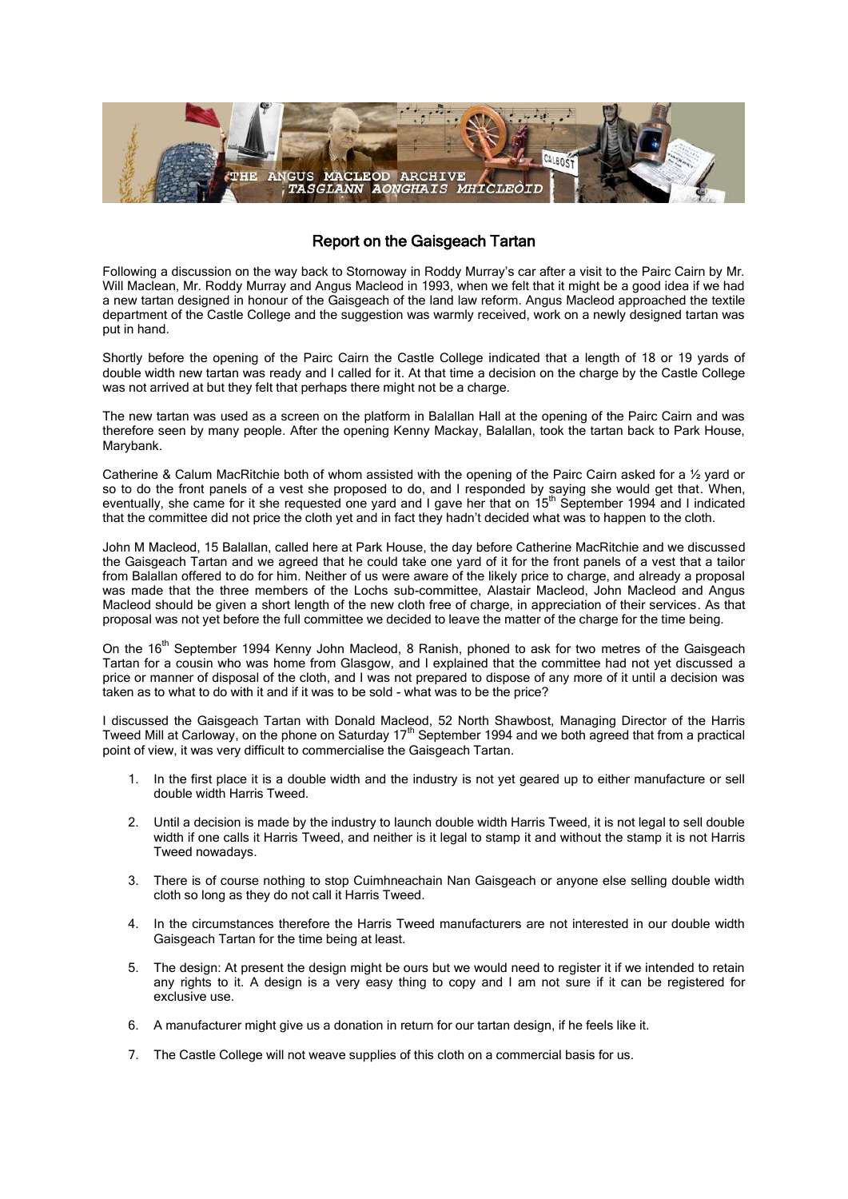# Report on the Gaisgeach Tartan

Following a discussion on the way back to Stornoway in Roddy Murray's car after a visit to the Pairc Cairn by Mr. Will Maclean, Mr. Roddy Murray and Angus Macleod in 1993, when we felt that it might be a good idea if we had a new tartan designed in honour of the Gaisgeach of the land law reform. Angus Macleod approached the textile department of the Castle College and the suggestion was warmly received, work on a newly designed tartan was put in hand.

Shortly before the opening of the Pairc Cairn the Castle College indicated that a length of 18 or 19 yards of double width new tartan was ready and I called for it. At that time a decision on the charge by the Castle College was not arrived at but they felt that perhaps there might not be a charge.

The new tartan was used as a screen on the platform in Balallan Hall at the opening of the Pairc Cairn and was therefore seen by many people. After the opening Kenny Mackay, Balallan, took the tartan back to Park House, Marybank.

Catherine & Calum MacRitchie both of whom assisted with the opening of the Pairc Cairn asked for a ½ yard or so to do the front panels of a vest she proposed to do, and I responded by saying she would get that. When, eventually, she came for it she requested one yard and I gave her that on 15th September 1994 and I indicated that the committee did not price the cloth yet and in fact they hadn't decided what was to happen to the cloth.

John M Macleod, 15 Balallan, called here at Park House, the day before Catherine MacRitchie and we discussed the Gaisgeach Tartan and we agreed that he could take one yard of it for the front panels of a vest that a tailor from Balallan offered to do for him. Neither of us were aware of the likely price to charge, and already a proposal was made that the three members of the Lochs sub-committee, Alastair Macleod, John Macleod and Angus Macleod should be given a short length of the new cloth free of charge, in appreciation of their services. As that proposal was not yet before the full committee we decided to leave the matter of the charge for the time being.

On the 16th September 1994 Kenny John Macleod, 8 Ranish, phoned to ask for two metres of the Gaisgeach Tartan for a cousin who was home from Glasgow, and I explained that the committee had not yet discussed a price or manner of disposal of the cloth, and I was not prepared to dispose of any more of it until a decision was taken as to what to do with it and if it was to be sold - what was to be the price?

I discussed the Gaisgeach Tartan with Donald Macleod, 52 North Shawbost, Managing Director of the Harris Tweed Mill at Carloway, on the phone on Saturday 17th September 1994 and we both agreed that from a practical point of view, it was very difficult to commercialise the Gaisgeach Tartan.

1. In the first place it is a double width and the industry is not yet geared up to either manufacture or sell double width Harris Tweed.
2. Until a decision is made by the industry to launch double width Harris Tweed, it is not legal to sell double width if one calls it Harris Tweed, and neither is it legal to stamp it and without the stamp it is not Harris Tweed nowadays.
3. There is of course nothing to stop Cuimhneachain Nan Gaisgeach or anyone else selling double width cloth so long as they do not call it Harris Tweed.
4. In the circumstances therefore the Harris Tweed manufacturers are not interested in our double width Gaisgeach Tartan for the time being at least.
5. The design: At present the design might be ours but we would need to register it if we intended to retain any rights to it. A design is a very easy thing to copy and I am not sure if it can be registered for exclusive use.
6. A manufacturer might give us a donation in return for our tartan design, if he feels like it.
7. The Castle College will not weave supplies of this cloth on a commercial basis for us.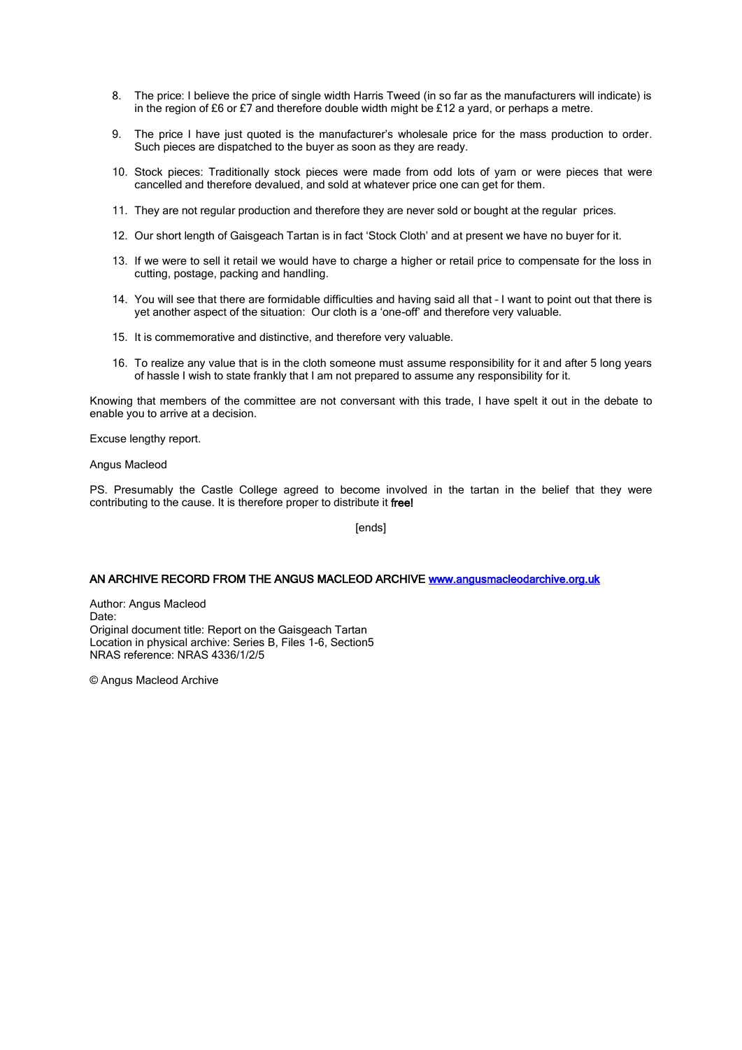8. The price: I believe the price of single width Harris Tweed (in so far as the manufacturers will indicate) is in the region of £6 or £7 and therefore double width might be £12 a yard, or perhaps a metre.

9. The price I have just quoted is the manufacturer's wholesale price for the mass production to order. Such pieces are dispatched to the buyer as soon as they are ready.

10. Stock pieces: Traditionally stock pieces were made from odd lots of yarn or were pieces that were cancelled and therefore devalued, and sold at whatever price one can get for them.

11. They are not regular production and therefore they are never sold or bought at the regular prices.

12. Our short length of Gaisgeach Tartan is in fact 'Stock Cloth' and at present we have no buyer for it.

13. If we were to sell it retail we would have to charge a higher or retail price to compensate for the loss in cutting, postage, packing and handling.

14. You will see that there are formidable difficulties and having said all that – I want to point out that there is yet another aspect of the situation: Our cloth is a 'one-off' and therefore very valuable.

15. It is commemorative and distinctive, and therefore very valuable.

16. To realize any value that is in the cloth someone must assume responsibility for it and after 5 long years of hassle I wish to state frankly that I am not prepared to assume any responsibility for it.

Knowing that members of the committee are not conversant with this trade, I have spelt it out in the debate to enable you to arrive at a decision.

Excuse lengthy report.

Angus Macleod

PS. Presumably the Castle College agreed to become involved in the tartan in the belief that they were contributing to the cause. It is therefore proper to distribute it **free!**

[ends]

**AN ARCHIVE RECORD FROM THE ANGUS MACLEOD ARCHIVE [www.angusmacleodarchive.org.uk](http://www.angusmacleodarchive.org.uk)**

Author: Angus Macleod
Date:
Original document title: Report on the Gaisgeach Tartan
Location in physical archive: Series B, Files 1-6, Section5
NRAS reference: NRAS 4336/1/2/5

© Angus Macleod Archive